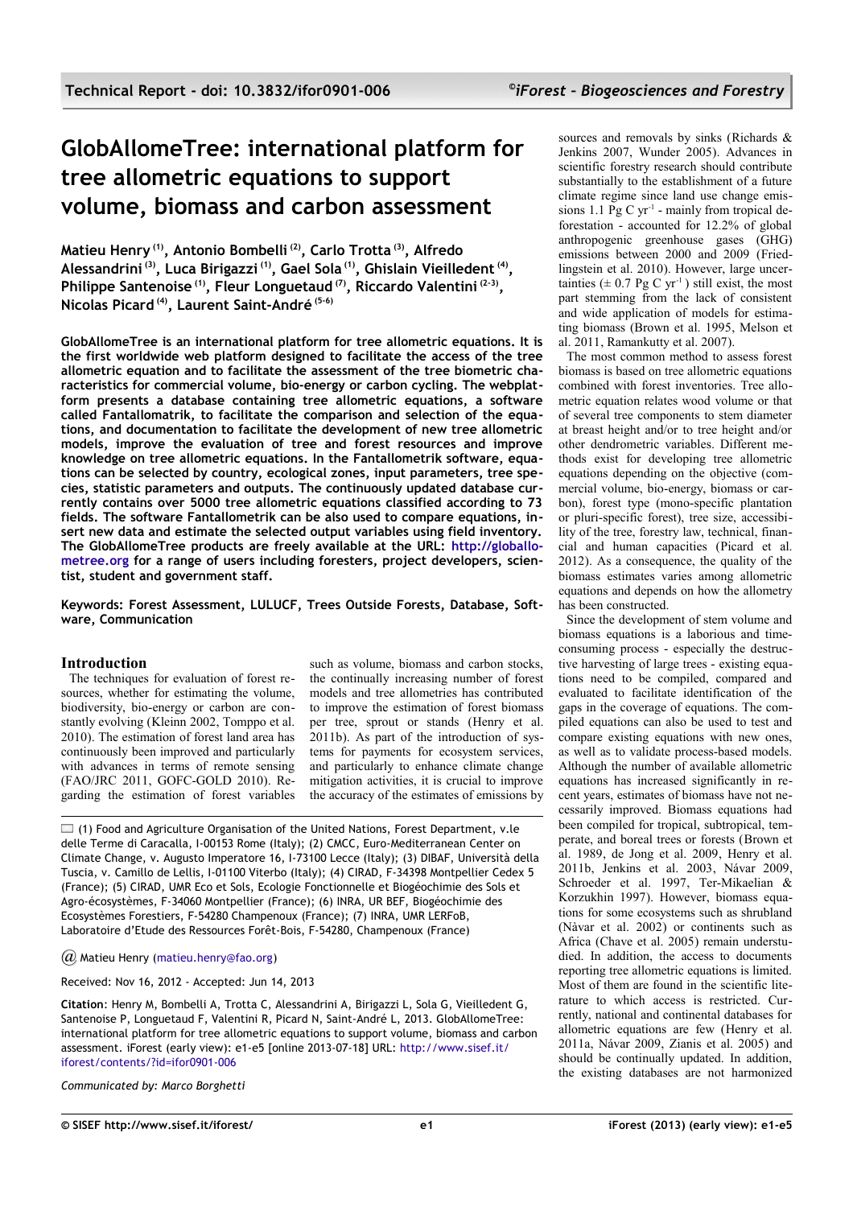# GlobAllomeTree: international platform for tree allometric equations to support volume, biomass and carbon assessment

**Matieu Henry [1], Antonio Bombelli [2], Carlo Trotta [3], Alfredo Alessandrini [3], Luca Birigazzi [1], Gael Sola [1], Ghislain Vieilledent [4], Philippe Santenoise [1], Fleur Longuetaud [7], Riccardo Valentini [2-3], Nicolas Picard [4], Laurent Saint-André [5-6]**

**GlobAllomeTree is an international platform for tree allometric equations. It is the first worldwide web platform designed to facilitate the access of the tree allometric equation and to facilitate the assessment of the tree biometric characteristics for commercial volume, bio-energy or carbon cycling. The webplatform presents a database containing tree allometric equations, a software called Fantallomatrik, to facilitate the comparison and selection of the equations, and documentation to facilitate the development of new tree allometric models, improve the evaluation of tree and forest resources and improve knowledge on tree allometric equations. In the Fantallometrik software, equations can be selected by country, ecological zones, input parameters, tree species, statistic parameters and outputs. The continuously updated database currently contains over 5000 tree allometric equations classified according to 73 fields. The software Fantallometrik can be also used to compare equations, insert new data and estimate the selected output variables using field inventory. The GlobAllomeTree products are freely available at the URL: http://globallometree.org for a range of users including foresters, project developers, scientist, student and government staff.**

**Keywords: Forest Assessment, LULUCF, Trees Outside Forests, Database, Software, Communication**

## Introduction

The techniques for evaluation of forest resources, whether for estimating the volume, biodiversity, bio-energy or carbon are constantly evolving (Kleinn 2002, Tomppo et al. 2010). The estimation of forest land area has continuously been improved and particularly with advances in terms of remote sensing (FAO/JRC 2011, GOFC-GOLD 2010). Regarding the estimation of forest variables such as volume, biomass and carbon stocks, the continually increasing number of forest models and tree allometries has contributed to improve the estimation of forest biomass per tree, sprout or stands (Henry et al. 2011b). As part of the introduction of systems for payments for ecosystem services, and particularly to enhance climate change mitigation activities, it is crucial to improve the accuracy of the estimates of emissions by sources and removals by sinks (Richards & Jenkins 2007, Wunder 2005). Advances in scientific forestry research should contribute substantially to the establishment of a future climate regime since land use change emissions 1.1 Pg C $yr^{-1}$ - mainly from tropical deforestation - accounted for 12.2% of global anthropogenic greenhouse gases (GHG) emissions between 2000 and 2009 (Friedlingstein et al. 2010). However, large uncertainties ($\pm$ 0.7 Pg C $yr^{-1}$ ) still exist, the most part stemming from the lack of consistent and wide application of models for estimating biomass (Brown et al. 1995, Melson et al. 2011, Ramankutty et al. 2007).

The most common method to assess forest biomass is based on tree allometric equations combined with forest inventories. Tree allometric equation relates wood volume or that of several tree components to stem diameter at breast height and/or to tree height and/or other dendrometric variables. Different methods exist for developing tree allometric equations depending on the objective (commercial volume, bio-energy, biomass or carbon), forest type (mono-specific plantation or pluri-specific forest), tree size, accessibility of the tree, forestry law, technical, financial and human capacities (Picard et al. 2012). As a consequence, the quality of the biomass estimates varies among allometric equations and depends on how the allometry has been constructed.

Since the development of stem volume and biomass equations is a laborious and time-consuming process - especially the destructive harvesting of large trees - existing equations need to be compiled, compared and evaluated to facilitate identification of the gaps in the coverage of equations. The compiled equations can also be used to test and compare existing equations with new ones, as well as to validate process-based models. Although the number of available allometric equations has increased significantly in recent years, estimates of biomass have not necessarily improved. Biomass equations had been compiled for tropical, subtropical, temperate, and boreal trees or forests (Brown et al. 1989, de Jong et al. 2009, Henry et al. 2011b, Jenkins et al. 2003, Návar 2009, Schroeder et al. 1997, Ter-Mikaelian & Korzukhin 1997). However, biomass equations for some ecosystems such as shrubland (Návar et al. 2002) or continents such as Africa (Chave et al. 2005) remain understudied. In addition, the access to documents reporting tree allometric equations is limited. Most of them are found in the scientific literature to which access is restricted. Currently, national and continental databases for allometric equations are few (Henry et al. 2011a, Návar 2009, Zianis et al. 2005) and should be continually updated. In addition, the existing databases are not harmonized

(1) Food and Agriculture Organisation of the United Nations, Forest Department, v.le delle Terme di Caracalla, I-00153 Rome (Italy); (2) CMCC, Euro-Mediterranean Center on Climate Change, v. Augusto Imperatore 16, I-73100 Lecce (Italy); (3) DIBAF, Università della Tuscia, v. Camillo de Lellis, I-01100 Viterbo (Italy); (4) CIRAD, F-34398 Montpellier Cedex 5 (France); (5) CIRAD, UMR Eco et Sols, Ecologie Fonctionnelle et Biogéochimie des Sols et Agro-écosystèmes, F-34060 Montpellier (France); (6) INRA, UR BEF, Biogéochimie des Ecosystèmes Forestiers, F-54280 Champenoux (France); (7) INRA, UMR LERFoB, Laboratoire d'Etude des Ressources Forêt-Bois, F-54280, Champenoux (France)

@ Matieu Henry (matieu.henry@fao.org)

Received: Nov 16, 2012 - Accepted: Jun 14, 2013

**Citation**: Henry M, Bombelli A, Trotta C, Alessandrini A, Birigazzi L, Sola G, Vieilledent G, Santenoise P, Longuetaud F, Valentini R, Picard N, Saint-André L, 2013. GlobAllomeTree: international platform for tree allometric equations to support volume, biomass and carbon assessment. iForest (early view): e1-e5 [online 2013-07-18] URL: http://www.sisef.it/iforest/contents/?id=ifor0901-006

*Communicated by: Marco Borghetti*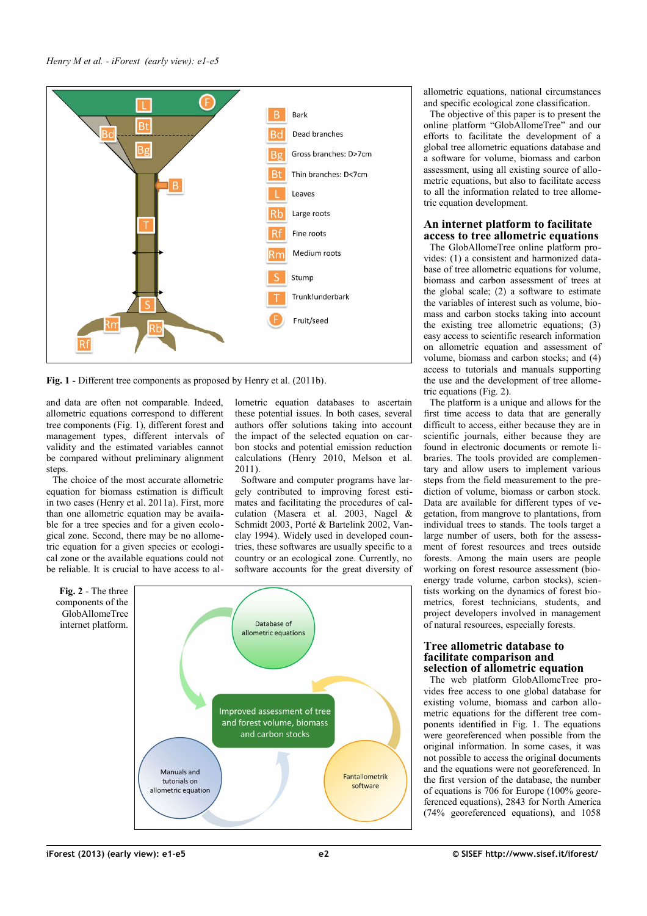Fig. 1 - Different tree components as proposed by Henry et al. (2011b).

and data are often not comparable. Indeed, allometric equations correspond to different tree components (Fig. 1), different forest and management types, different intervals of validity and the estimated variables cannot be compared without preliminary alignment steps.

The choice of the most accurate allometric equation for biomass estimation is difficult in two cases (Henry et al. 2011a). First, more than one allometric equation may be available for a tree species and for a given ecological zone. Second, there may be no allometric equation for a given species or ecological zone or the available equations could not be reliable. It is crucial to have access to allometric equation databases to ascertain these potential issues. In both cases, several authors offer solutions taking into account the impact of the selected equation on carbon stocks and potential emission reduction calculations (Henry 2010, Melson et al. 2011).

Software and computer programs have largely contributed to improving forest estimates and facilitating the procedures of calculation (Masera et al. 2003, Nagel & Schmidt 2003, Porté & Bartelink 2002, Vanclay 1994). Widely used in developed countries, these softwares are usually specific to a country or an ecological zone. Currently, no software accounts for the great diversity of allometric equations, national circumstances and specific ecological zone classification.

The objective of this paper is to present the online platform "GlobAllomeTree" and our efforts to facilitate the development of a global tree allometric equations database and a software for volume, biomass and carbon assessment, using all existing source of allometric equations, but also to facilitate access to all the information related to tree allometric equation development.

Fig. 2 - The three components of the GlobAllomeTree internet platform.

## An internet platform to facilitate access to tree allometric equations

The GlobAllomeTree online platform provides: (1) a consistent and harmonized database of tree allometric equations for volume, biomass and carbon assessment of trees at the global scale; (2) a software to estimate the variables of interest such as volume, biomass and carbon stocks taking into account the existing tree allometric equations; (3) easy access to scientific research information on allometric equation and assessment of volume, biomass and carbon stocks; and (4) access to tutorials and manuals supporting the use and the development of tree allometric equations (Fig. 2).

The platform is a unique and allows for the first time access to data that are generally difficult to access, either because they are in scientific journals, either because they are found in electronic documents or remote libraries. The tools provided are complementary and allow users to implement various steps from the field measurement to the prediction of volume, biomass or carbon stock. Data are available for different types of vegetation, from mangrove to plantations, from individual trees to stands. The tools target a large number of users, both for the assessment of forest resources and trees outside forests. Among the main users are people working on forest resource assessment (bioenergy trade volume, carbon stocks), scientists working on the dynamics of forest biometrics, forest technicians, students, and project developers involved in management of natural resources, especially forests.

## Tree allometric database to facilitate comparison and selection of allometric equation

The web platform GlobAllomeTree provides free access to one global database for existing volume, biomass and carbon allometric equations for the different tree components identified in Fig. 1. The equations were georeferenced when possible from the original information. In some cases, it was not possible to access the original documents and the equations were not georeferenced. In the first version of the database, the number of equations is 706 for Europe (100% georeferenced equations), 2843 for North America (74% georeferenced equations), and 1058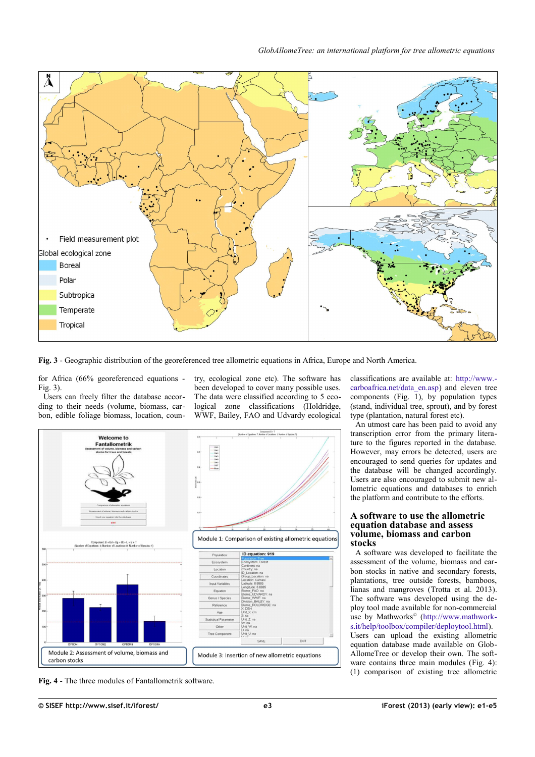**Fig. 3** - Geographic distribution of the georeferenced tree allometric equations in Africa, Europe and North America.

for Africa (66% georeferenced equations - Fig. 3).

Users can freely filter the database according to their needs (volume, biomass, carbon, edible foliage biomass, location, country, ecological zone etc). The software has been developed to cover many possible uses. The data were classified according to 5 ecological zone classifications (Holdridge, WWF, Bailey, FAO and Udvardy ecological classifications are available at: http://www.carboafrica.net/data_en.asp) and eleven tree components (Fig. 1), by population types (stand, individual tree, sprout), and by forest type (plantation, natural forest etc).

An utmost care has been paid to avoid any transcription error from the primary literature to the figures reported in the database. However, may errors be detected, users are encouraged to send queries for updates and the database will be changed accordingly. Users are also encouraged to submit new allometric equations and databases to enrich the platform and contribute to the efforts.

## A software to use the allometric equation database and assess volume, biomass and carbon stocks

A software was developed to facilitate the assessment of the volume, biomass and carbon stocks in native and secondary forests, plantations, tree outside forests, bamboos, lianas and mangroves (Trotta et al. 2013). The software was developed using the deploy tool made available for non-commercial use by Mathworks© (http://www.mathworks.it/help/toolbox/compiler/deploytool.html). Users can upload the existing allometric equation database made available on GlobAllomeTree or develop their own. The software contains three main modules (Fig. 4): (1) comparison of existing tree allometric

**Fig. 4** - The three modules of Fantallometrik software.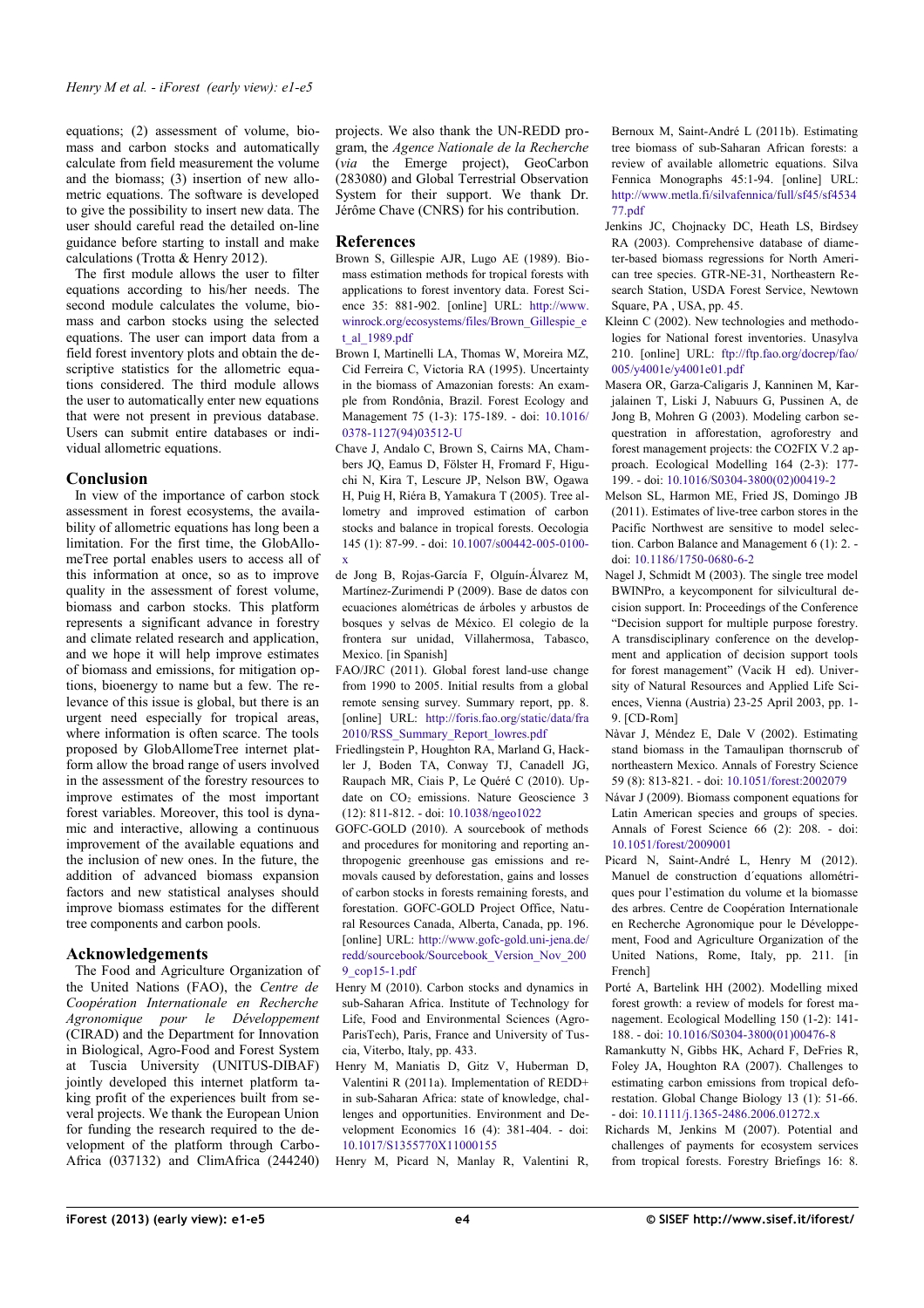equations; (2) assessment of volume, biomass and carbon stocks and automatically calculate from field measurement the volume and the biomass; (3) insertion of new allometric equations. The software is developed to give the possibility to insert new data. The user should careful read the detailed on-line guidance before starting to install and make calculations (Trotta & Henry 2012).

The first module allows the user to filter equations according to his/her needs. The second module calculates the volume, biomass and carbon stocks using the selected equations. The user can import data from a field forest inventory plots and obtain the descriptive statistics for the allometric equations considered. The third module allows the user to automatically enter new equations that were not present in previous database. Users can submit entire databases or individual allometric equations.

## Conclusion

In view of the importance of carbon stock assessment in forest ecosystems, the availability of allometric equations has long been a limitation. For the first time, the GlobAllomeTree portal enables users to access all of this information at once, so as to improve quality in the assessment of forest volume, biomass and carbon stocks. This platform represents a significant advance in forestry and climate related research and application, and we hope it will help improve estimates of biomass and emissions, for mitigation options, bioenergy to name but a few. The relevance of this issue is global, but there is an urgent need especially for tropical areas, where information is often scarce. The tools proposed by GlobAllomeTree internet platform allow the broad range of users involved in the assessment of the forestry resources to improve estimates of the most important forest variables. Moreover, this tool is dynamic and interactive, allowing a continuous improvement of the available equations and the inclusion of new ones. In the future, the addition of advanced biomass expansion factors and new statistical analyses should improve biomass estimates for the different tree components and carbon pools.

## Acknowledgements

The Food and Agriculture Organization of the United Nations (FAO), the *Centre de Coopération Internationale en Recherche Agronomique pour le Développement* (CIRAD) and the Department for Innovation in Biological, Agro-Food and Forest System at Tuscia University (UNITUS-DIBAF) jointly developed this internet platform taking profit of the experiences built from several projects. We thank the European Union for funding the research required to the development of the platform through Carbo-Africa (037132) and ClimAfrica (244240) projects. We also thank the UN-REDD program, the *Agence Nationale de la Recherche* (*via* the Emerge project), GeoCarbon (283080) and Global Terrestrial Observation System for their support. We thank Dr. Jérôme Chave (CNRS) for his contribution.

## References

Brown S, Gillespie AJR, Lugo AE (1989). Biomass estimation methods for tropical forests with applications to forest inventory data. Forest Science 35: 881-902. [online] URL: http://www.winrock.org/ecosystems/files/Brown_Gillespie_et_al_1989.pdf

Brown I, Martinelli LA, Thomas W, Moreira MZ, Cid Ferreira C, Victoria RA (1995). Uncertainty in the biomass of Amazonian forests: An example from Rondônia, Brazil. Forest Ecology and Management 75 (1-3): 175-189. - doi: 10.1016/0378-1127(94)03512-U

Chave J, Andalo C, Brown S, Cairns MA, Chambers JQ, Eamus D, Fölster H, Fromard F, Higuchi N, Kira T, Lescure JP, Nelson BW, Ogawa H, Puig H, Riéra B, Yamakura T (2005). Tree allometry and improved estimation of carbon stocks and balance in tropical forests. Oecologia 145 (1): 87-99. - doi: 10.1007/s00442-005-0100-x

de Jong B, Rojas-García F, Olguín-Álvarez M, Martínez-Zurimendi P (2009). Base de datos con ecuaciones alométricas de árboles y arbustos de bosques y selvas de México. El colegio de la frontera sur unidad, Villahermosa, Tabasco, Mexico. [in Spanish]

FAO/JRC (2011). Global forest land-use change from 1990 to 2005. Initial results from a global remote sensing survey. Summary report, pp. 8. [online] URL: http://foris.fao.org/static/data/fra2010/RSS_Summary_Report_lowres.pdf

Friedlingstein P, Houghton RA, Marland G, Hackler J, Boden TA, Conway TJ, Canadell JG, Raupach MR, Ciais P, Le Quéré C (2010). Update on $CO_2$ emissions. Nature Geoscience 3 (12): 811-812. - doi: 10.1038/ngeo1022

GOFC-GOLD (2010). A sourcebook of methods and procedures for monitoring and reporting anthropogenic greenhouse gas emissions and removals caused by deforestation, gains and losses of carbon stocks in forests remaining forests, and forestation. GOFC-GOLD Project Office, Natural Resources Canada, Alberta, Canada, pp. 196. [online] URL: http://www.gofc-gold.uni-jena.de/redd/sourcebook/Sourcebook_Version_Nov_2009_cop15-1.pdf

Henry M (2010). Carbon stocks and dynamics in sub-Saharan Africa. Institute of Technology for Life, Food and Environmental Sciences (Agro-ParisTech), Paris, France and University of Tuscia, Viterbo, Italy, pp. 433.

Henry M, Maniatis D, Gitz V, Huberman D, Valentini R (2011a). Implementation of REDD+ in sub-Saharan Africa: state of knowledge, challenges and opportunities. Environment and Development Economics 16 (4): 381-404. - doi: 10.1017/S1355770X11000155

Henry M, Picard N, Manlay R, Valentini R, Bernoux M, Saint-André L (2011b). Estimating tree biomass of sub-Saharan African forests: a review of available allometric equations. Silva Fennica Monographs 45:1-94. [online] URL: http://www.metla.fi/silvafennica/full/sf45/sf453477.pdf

Jenkins JC, Chojnacky DC, Heath LS, Birdsey RA (2003). Comprehensive database of diameter-based biomass regressions for North American tree species. GTR-NE-31, Northeastern Research Station, USDA Forest Service, Newtown Square, PA , USA, pp. 45.

Kleinn C (2002). New technologies and methodologies for National forest inventories. Unasylva 210. [online] URL: ftp://ftp.fao.org/docrep/fao/005/y4001e/y4001e01.pdf

Masera OR, Garza-Caligaris J, Kanninen M, Karjalainen T, Liski J, Nabuurs G, Pussinen A, de Jong B, Mohren G (2003). Modeling carbon sequestration in afforestation, agroforestry and forest management projects: the CO2FIX V.2 approach. Ecological Modelling 164 (2-3): 177-199. - doi: 10.1016/S0304-3800(02)00419-2

Melson SL, Harmon ME, Fried JS, Domingo JB (2011). Estimates of live-tree carbon stores in the Pacific Northwest are sensitive to model selection. Carbon Balance and Management 6 (1): 2. - doi: 10.1186/1750-0680-6-2

Nagel J, Schmidt M (2003). The single tree model BWINPro, a keycomponent for silvicultural decision support. In: Proceedings of the Conference "Decision support for multiple purpose forestry. A transdisciplinary conference on the development and application of decision support tools for forest management" (Vacik H ed). University of Natural Resources and Applied Life Sciences, Vienna (Austria) 23-25 April 2003, pp. 1-9. [CD-Rom]

Nàvar J, Méndez E, Dale V (2002). Estimating stand biomass in the Tamaulipan thornscrub of northeastern Mexico. Annals of Forestry Science 59 (8): 813-821. - doi: 10.1051/forest:2002079

Návar J (2009). Biomass component equations for Latin American species and groups of species. Annals of Forest Science 66 (2): 208. - doi: 10.1051/forest/2009001

Picard N, Saint-André L, Henry M (2012). Manuel de construction d´equations allométriques pour l'estimation du volume et la biomasse des arbres. Centre de Coopération Internationale en Recherche Agronomique pour le Développement, Food and Agriculture Organization of the United Nations, Rome, Italy, pp. 211. [in French]

Porté A, Bartelink HH (2002). Modelling mixed forest growth: a review of models for forest management. Ecological Modelling 150 (1-2): 141-188. - doi: 10.1016/S0304-3800(01)00476-8

Ramankutty N, Gibbs HK, Achard F, DeFries R, Foley JA, Houghton RA (2007). Challenges to estimating carbon emissions from tropical deforestation. Global Change Biology 13 (1): 51-66. - doi: 10.1111/j.1365-2486.2006.01272.x

Richards M, Jenkins M (2007). Potential and challenges of payments for ecosystem services from tropical forests. Forestry Briefings 16: 8.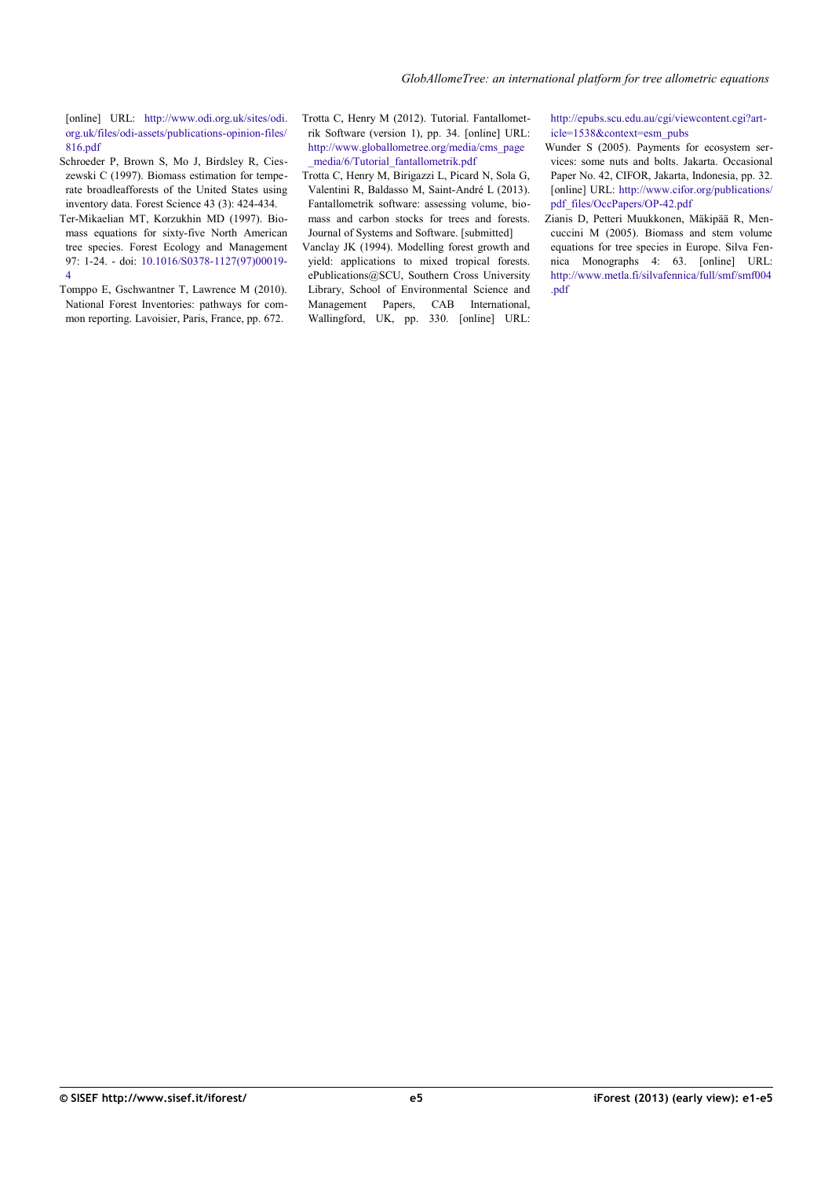[online] URL: http://www.odi.org.uk/sites/odi.org.uk/files/odi-assets/publications-opinion-files/816.pdf

Schroeder P, Brown S, Mo J, Birdsley R, Cieszewski C (1997). Biomass estimation for temperate broadleafforests of the United States using inventory data. Forest Science 43 (3): 424-434.

Ter-Mikaelian MT, Korzukhin MD (1997). Biomass equations for sixty-five North American tree species. Forest Ecology and Management 97: 1-24. - doi: 10.1016/S0378-1127(97)00019-4

Tomppo E, Gschwantner T, Lawrence M (2010). National Forest Inventories: pathways for common reporting. Lavoisier, Paris, France, pp. 672.

Trotta C, Henry M (2012). Tutorial. Fantallometrik Software (version 1), pp. 34. [online] URL: http://www.globallometree.org/media/cms_page_media/6/Tutorial_fantallometrik.pdf

Trotta C, Henry M, Birigazzi L, Picard N, Sola G, Valentini R, Baldasso M, Saint-André L (2013). Fantallometrik software: assessing volume, biomass and carbon stocks for trees and forests. Journal of Systems and Software. [submitted]

Vanclay JK (1994). Modelling forest growth and yield: applications to mixed tropical forests. ePublications@SCU, Southern Cross University Library, School of Environmental Science and Management Papers, CAB International, Wallingford, UK, pp. 330. [online] URL: http://epubs.scu.edu.au/cgi/viewcontent.cgi?article=1538&context=esm_pubs

Wunder S (2005). Payments for ecosystem services: some nuts and bolts. Jakarta. Occasional Paper No. 42, CIFOR, Jakarta, Indonesia, pp. 32. [online] URL: http://www.cifor.org/publications/pdf_files/OccPapers/OP-42.pdf

Zianis D, Petteri Muukkonen, Mäkipää R, Mencuccini M (2005). Biomass and stem volume equations for tree species in Europe. Silva Fennica Monographs 4: 63. [online] URL: http://www.metla.fi/silvafennica/full/smf/smf004.pdf